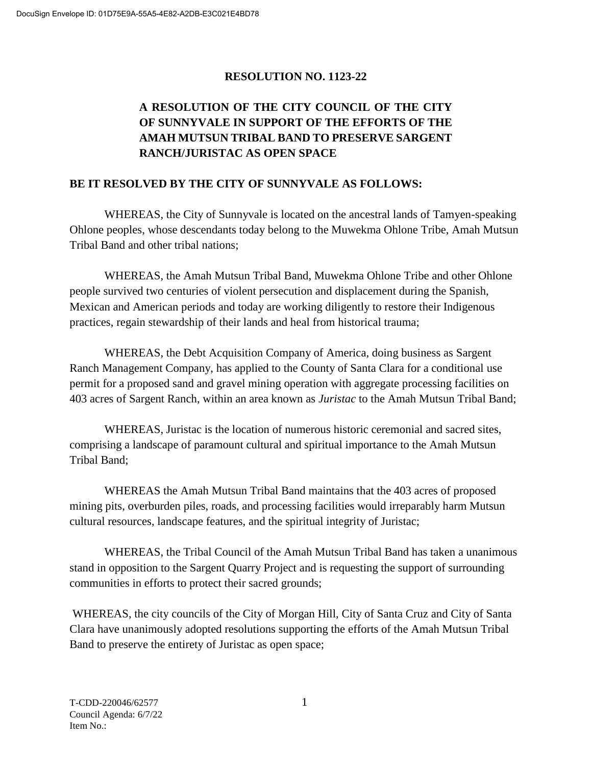# RESOLUTION NO. 1123-22

## A RESOLUTION OF THE CITY COUNCIL OF THE CITY OF SUNNYVALE IN SUPPORT OF THE EFFORTS OF THE AMAH MUTSUN TRIBAL BAND TO PRESERVE SARGENT RANCH/JURISTAC AS OPEN SPACE

**BE IT RESOLVED BY THE CITY OF SUNNYVALE AS FOLLOWS:**

WHEREAS, the City of Sunnyvale is located on the ancestral lands of Tamyen-speaking Ohlone peoples, whose descendants today belong to the Muwekma Ohlone Tribe, Amah Mutsun Tribal Band and other tribal nations;

WHEREAS, the Amah Mutsun Tribal Band, Muwekma Ohlone Tribe and other Ohlone people survived two centuries of violent persecution and displacement during the Spanish, Mexican and American periods and today are working diligently to restore their Indigenous practices, regain stewardship of their lands and heal from historical trauma;

WHEREAS, the Debt Acquisition Company of America, doing business as Sargent Ranch Management Company, has applied to the County of Santa Clara for a conditional use permit for a proposed sand and gravel mining operation with aggregate processing facilities on 403 acres of Sargent Ranch, within an area known as *Juristac* to the Amah Mutsun Tribal Band;

WHEREAS, Juristac is the location of numerous historic ceremonial and sacred sites, comprising a landscape of paramount cultural and spiritual importance to the Amah Mutsun Tribal Band;

WHEREAS the Amah Mutsun Tribal Band maintains that the 403 acres of proposed mining pits, overburden piles, roads, and processing facilities would irreparably harm Mutsun cultural resources, landscape features, and the spiritual integrity of Juristac;

WHEREAS, the Tribal Council of the Amah Mutsun Tribal Band has taken a unanimous stand in opposition to the Sargent Quarry Project and is requesting the support of surrounding communities in efforts to protect their sacred grounds;

WHEREAS, the city councils of the City of Morgan Hill, City of Santa Cruz and City of Santa Clara have unanimously adopted resolutions supporting the efforts of the Amah Mutsun Tribal Band to preserve the entirety of Juristac as open space;

T-CDD-220046/62577
Council Agenda: 6/7/22
Item No.: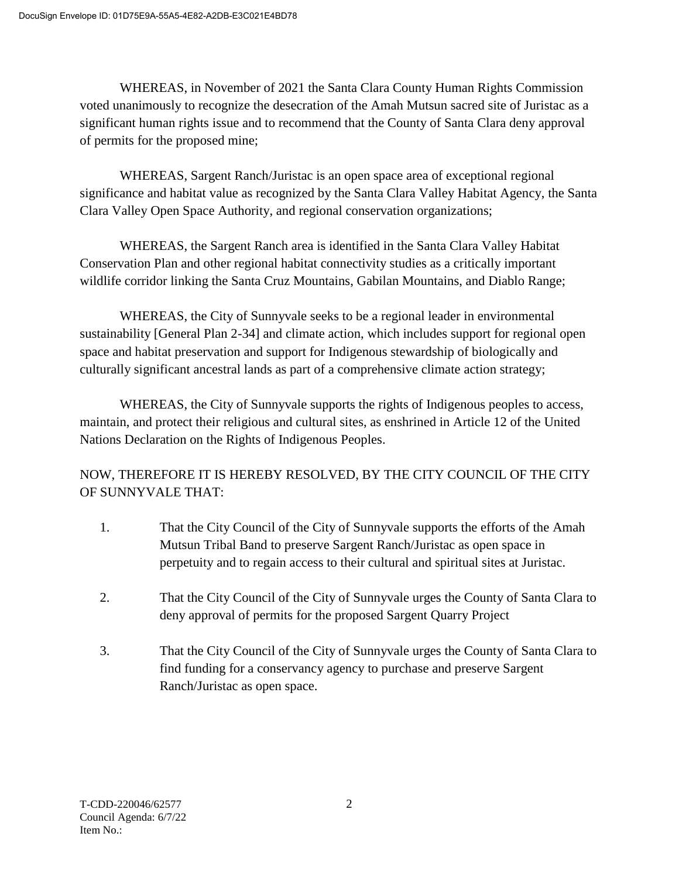WHEREAS, in November of 2021 the Santa Clara County Human Rights Commission voted unanimously to recognize the desecration of the Amah Mutsun sacred site of Juristac as a significant human rights issue and to recommend that the County of Santa Clara deny approval of permits for the proposed mine;

WHEREAS, Sargent Ranch/Juristac is an open space area of exceptional regional significance and habitat value as recognized by the Santa Clara Valley Habitat Agency, the Santa Clara Valley Open Space Authority, and regional conservation organizations;

WHEREAS, the Sargent Ranch area is identified in the Santa Clara Valley Habitat Conservation Plan and other regional habitat connectivity studies as a critically important wildlife corridor linking the Santa Cruz Mountains, Gabilan Mountains, and Diablo Range;

WHEREAS, the City of Sunnyvale seeks to be a regional leader in environmental sustainability [General Plan 2-34] and climate action, which includes support for regional open space and habitat preservation and support for Indigenous stewardship of biologically and culturally significant ancestral lands as part of a comprehensive climate action strategy;

WHEREAS, the City of Sunnyvale supports the rights of Indigenous peoples to access, maintain, and protect their religious and cultural sites, as enshrined in Article 12 of the United Nations Declaration on the Rights of Indigenous Peoples.

NOW, THEREFORE IT IS HEREBY RESOLVED, BY THE CITY COUNCIL OF THE CITY OF SUNNYVALE THAT:

1. That the City Council of the City of Sunnyvale supports the efforts of the Amah Mutsun Tribal Band to preserve Sargent Ranch/Juristac as open space in perpetuity and to regain access to their cultural and spiritual sites at Juristac.

2. That the City Council of the City of Sunnyvale urges the County of Santa Clara to deny approval of permits for the proposed Sargent Quarry Project

3. That the City Council of the City of Sunnyvale urges the County of Santa Clara to find funding for a conservancy agency to purchase and preserve Sargent Ranch/Juristac as open space.

T-CDD-220046/62577
Council Agenda: 6/7/22
Item No.: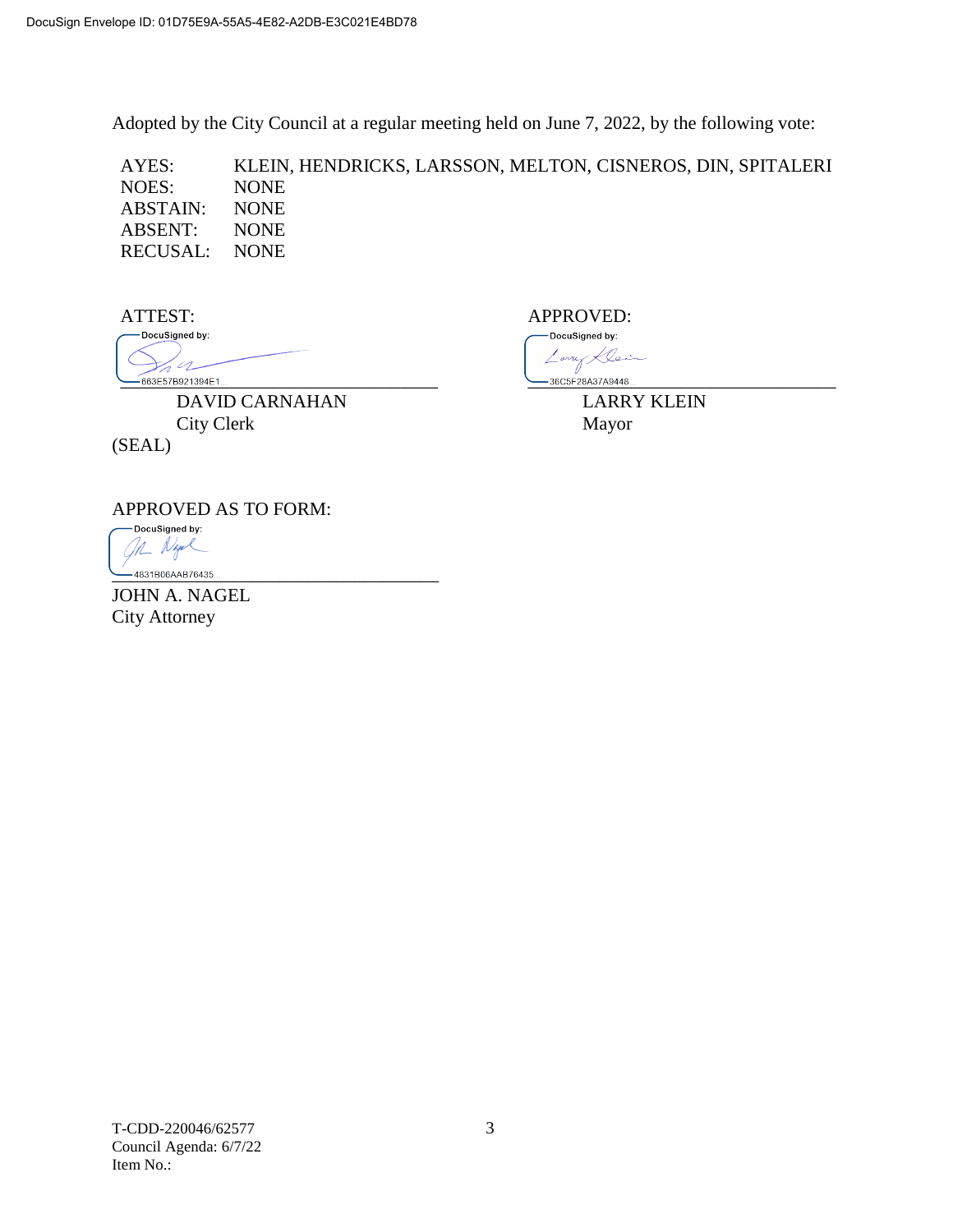DocuSign Envelope ID: 01D75E9A-55A5-4E82-A2DB-E3C021E4BD78

Adopted by the City Council at a regular meeting held on June 7, 2022, by the following vote:

| | |
|---|---|
| AYES: | KLEIN, HENDRICKS, LARSSON, MELTON, CISNEROS, DIN, SPITALERI |
| NOES: | NONE |
| ABSTAIN: | NONE |
| ABSENT: | NONE |
| RECUSAL: | NONE |

ATTEST:

DocuSigned by:

663E57B921394E1...

DAVID CARNAHAN
City Clerk

(SEAL)

APPROVED:

DocuSigned by:

36C5F28A37A9448...

LARRY KLEIN
Mayor

APPROVED AS TO FORM:

DocuSigned by:

4831B06AAB76435...

JOHN A. NAGEL
City Attorney

T-CDD-220046/62577
Council Agenda: 6/7/22
Item No.: